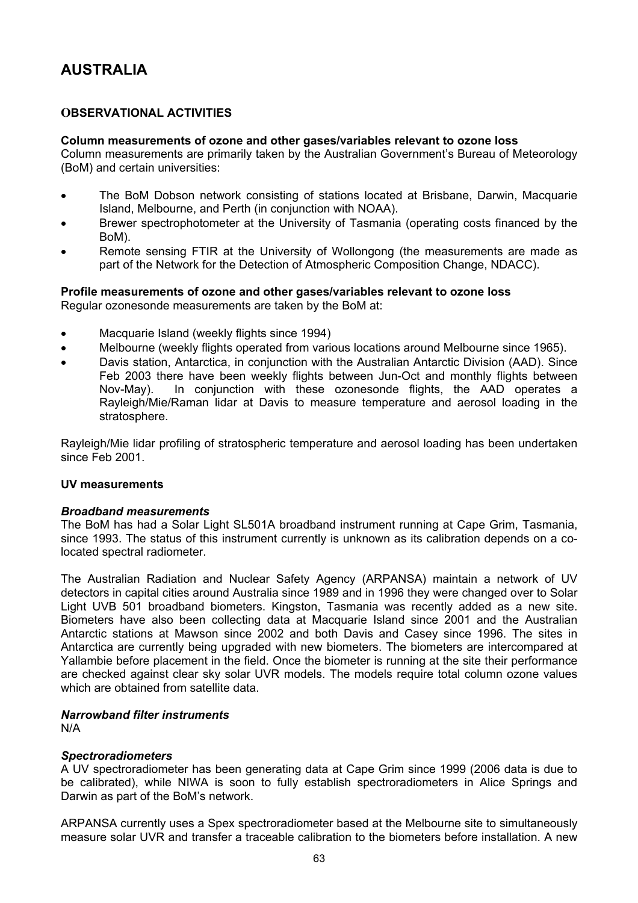# AUSTRALIA

## OBSERVATIONAL ACTIVITIES

### Column measurements of ozone and other gases/variables relevant to ozone loss

Column measurements are primarily taken by the Australian Government's Bureau of Meteorology (BoM) and certain universities:

- The BoM Dobson network consisting of stations located at Brisbane, Darwin, Macquarie Island, Melbourne, and Perth (in conjunction with NOAA).
- Brewer spectrophotometer at the University of Tasmania (operating costs financed by the BoM).
- Remote sensing FTIR at the University of Wollongong (the measurements are made as part of the Network for the Detection of Atmospheric Composition Change, NDACC).

### Profile measurements of ozone and other gases/variables relevant to ozone loss

Regular ozonesonde measurements are taken by the BoM at:

- Macquarie Island (weekly flights since 1994)
- Melbourne (weekly flights operated from various locations around Melbourne since 1965).
- Davis station, Antarctica, in conjunction with the Australian Antarctic Division (AAD). Since Feb 2003 there have been weekly flights between Jun-Oct and monthly flights between Nov-May). In conjunction with these ozonesonde flights, the AAD operates a Rayleigh/Mie/Raman lidar at Davis to measure temperature and aerosol loading in the stratosphere.

Rayleigh/Mie lidar profiling of stratospheric temperature and aerosol loading has been undertaken since Feb 2001.

### UV measurements

#### *Broadband measurements*

The BoM has had a Solar Light SL501A broadband instrument running at Cape Grim, Tasmania, since 1993. The status of this instrument currently is unknown as its calibration depends on a co-located spectral radiometer.

The Australian Radiation and Nuclear Safety Agency (ARPANSA) maintain a network of UV detectors in capital cities around Australia since 1989 and in 1996 they were changed over to Solar Light UVB 501 broadband biometers. Kingston, Tasmania was recently added as a new site. Biometers have also been collecting data at Macquarie Island since 2001 and the Australian Antarctic stations at Mawson since 2002 and both Davis and Casey since 1996. The sites in Antarctica are currently being upgraded with new biometers. The biometers are intercompared at Yallambie before placement in the field. Once the biometer is running at the site their performance are checked against clear sky solar UVR models. The models require total column ozone values which are obtained from satellite data.

#### *Narrowband filter instruments*

N/A

#### *Spectroradiometers*

A UV spectroradiometer has been generating data at Cape Grim since 1999 (2006 data is due to be calibrated), while NIWA is soon to fully establish spectroradiometers in Alice Springs and Darwin as part of the BoM's network.

ARPANSA currently uses a Spex spectroradiometer based at the Melbourne site to simultaneously measure solar UVR and transfer a traceable calibration to the biometers before installation. A new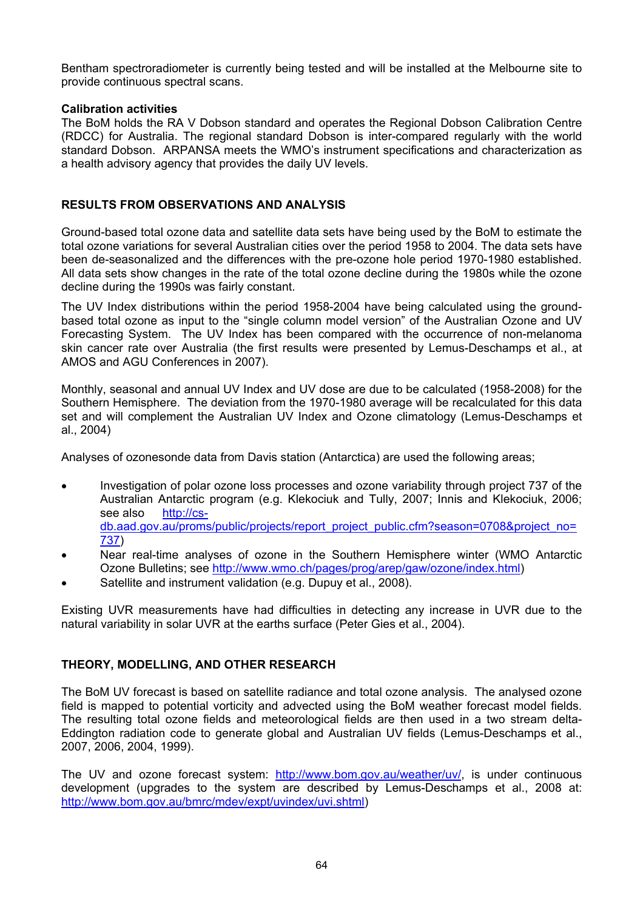Bentham spectroradiometer is currently being tested and will be installed at the Melbourne site to provide continuous spectral scans.

**Calibration activities**

The BoM holds the RA V Dobson standard and operates the Regional Dobson Calibration Centre (RDCC) for Australia. The regional standard Dobson is inter-compared regularly with the world standard Dobson. ARPANSA meets the WMO's instrument specifications and characterization as a health advisory agency that provides the daily UV levels.

## RESULTS FROM OBSERVATIONS AND ANALYSIS

Ground-based total ozone data and satellite data sets have being used by the BoM to estimate the total ozone variations for several Australian cities over the period 1958 to 2004. The data sets have been de-seasonalized and the differences with the pre-ozone hole period 1970-1980 established. All data sets show changes in the rate of the total ozone decline during the 1980s while the ozone decline during the 1990s was fairly constant.

The UV Index distributions within the period 1958-2004 have being calculated using the ground-based total ozone as input to the "single column model version" of the Australian Ozone and UV Forecasting System. The UV Index has been compared with the occurrence of non-melanoma skin cancer rate over Australia (the first results were presented by Lemus-Deschamps et al., at AMOS and AGU Conferences in 2007).

Monthly, seasonal and annual UV Index and UV dose are due to be calculated (1958-2008) for the Southern Hemisphere. The deviation from the 1970-1980 average will be recalculated for this data set and will complement the Australian UV Index and Ozone climatology (Lemus-Deschamps et al., 2004)

Analyses of ozonesonde data from Davis station (Antarctica) are used the following areas;

- Investigation of polar ozone loss processes and ozone variability through project 737 of the Australian Antarctic program (e.g. Klekociuk and Tully, 2007; Innis and Klekociuk, 2006; see also http://cs-db.aad.gov.au/proms/public/projects/report_project_public.cfm?season=0708&project_no=737)
- Near real-time analyses of ozone in the Southern Hemisphere winter (WMO Antarctic Ozone Bulletins; see http://www.wmo.ch/pages/prog/arep/gaw/ozone/index.html)
- Satellite and instrument validation (e.g. Dupuy et al., 2008).

Existing UVR measurements have had difficulties in detecting any increase in UVR due to the natural variability in solar UVR at the earths surface (Peter Gies et al., 2004).

## THEORY, MODELLING, AND OTHER RESEARCH

The BoM UV forecast is based on satellite radiance and total ozone analysis. The analysed ozone field is mapped to potential vorticity and advected using the BoM weather forecast model fields. The resulting total ozone fields and meteorological fields are then used in a two stream delta-Eddington radiation code to generate global and Australian UV fields (Lemus-Deschamps et al., 2007, 2006, 2004, 1999).

The UV and ozone forecast system: http://www.bom.gov.au/weather/uv/, is under continuous development (upgrades to the system are described by Lemus-Deschamps et al., 2008 at: http://www.bom.gov.au/bmrc/mdev/expt/uvindex/uvi.shtml)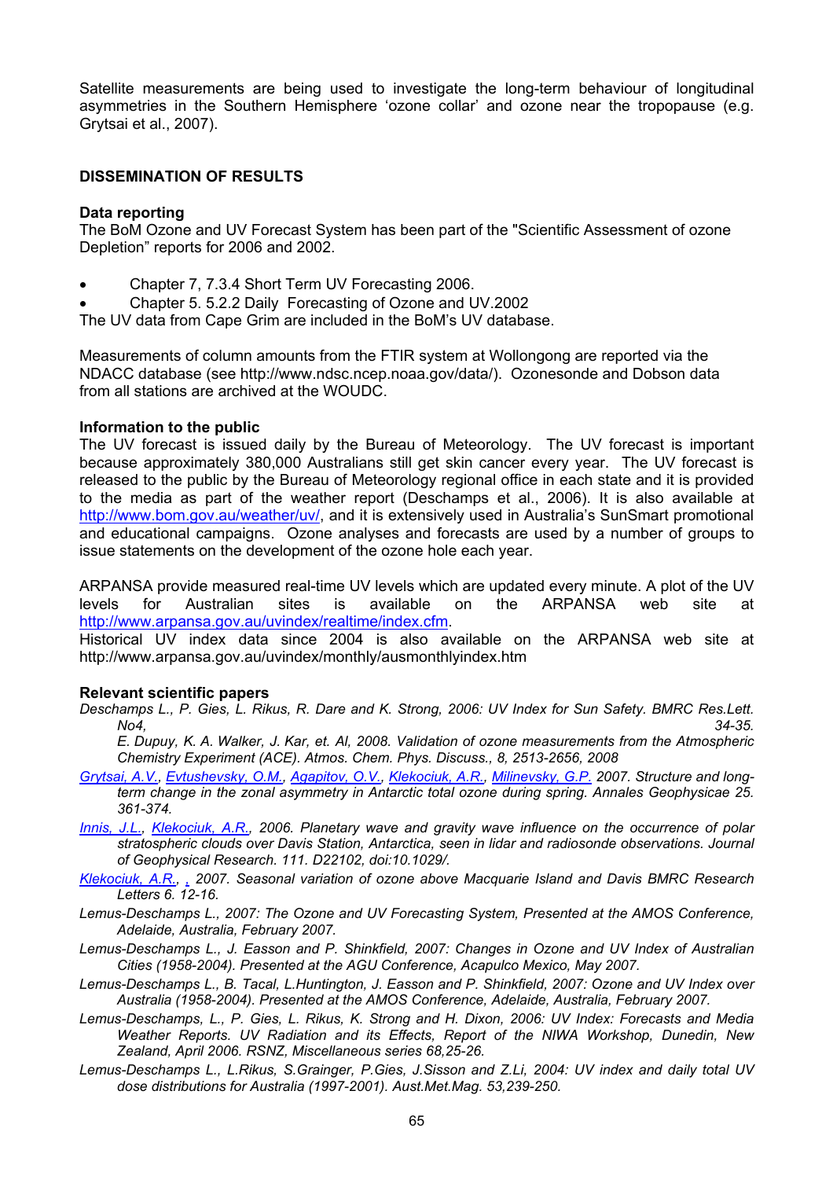Satellite measurements are being used to investigate the long-term behaviour of longitudinal asymmetries in the Southern Hemisphere 'ozone collar' and ozone near the tropopause (e.g. Grytsai et al., 2007).

## DISSEMINATION OF RESULTS

### Data reporting

The BoM Ozone and UV Forecast System has been part of the "Scientific Assessment of ozone Depletion" reports for 2006 and 2002.

- Chapter 7, 7.3.4 Short Term UV Forecasting 2006.
- Chapter 5. 5.2.2 Daily Forecasting of Ozone and UV.2002

The UV data from Cape Grim are included in the BoM's UV database.

Measurements of column amounts from the FTIR system at Wollongong are reported via the NDACC database (see http://www.ndsc.ncep.noaa.gov/data/). Ozonesonde and Dobson data from all stations are archived at the WOUDC.

### Information to the public

The UV forecast is issued daily by the Bureau of Meteorology. The UV forecast is important because approximately 380,000 Australians still get skin cancer every year. The UV forecast is released to the public by the Bureau of Meteorology regional office in each state and it is provided to the media as part of the weather report (Deschamps et al., 2006). It is also available at http://www.bom.gov.au/weather/uv/, and it is extensively used in Australia's SunSmart promotional and educational campaigns. Ozone analyses and forecasts are used by a number of groups to issue statements on the development of the ozone hole each year.

ARPANSA provide measured real-time UV levels which are updated every minute. A plot of the UV levels for Australian sites is available on the ARPANSA web site at http://www.arpansa.gov.au/uvindex/realtime/index.cfm.
Historical UV index data since 2004 is also available on the ARPANSA web site at http://www.arpansa.gov.au/uvindex/monthly/ausmonthlyindex.htm

### Relevant scientific papers

*Deschamps L., P. Gies, L. Rikus, R. Dare and K. Strong, 2006: UV Index for Sun Safety. BMRC Res.Lett. No4, 34-35.*

*E. Dupuy, K. A. Walker, J. Kar, et. Al, 2008. Validation of ozone measurements from the Atmospheric Chemistry Experiment (ACE). Atmos. Chem. Phys. Discuss., 8, 2513-2656, 2008*

*Grytsai, A.V., Evtushevsky, O.M., Agapitov, O.V., Klekociuk, A.R., Milinevsky, G.P. 2007. Structure and long-term change in the zonal asymmetry in Antarctic total ozone during spring. Annales Geophysicae 25. 361-374.*

*Innis, J.L., Klekociuk, A.R., 2006. Planetary wave and gravity wave influence on the occurrence of polar stratospheric clouds over Davis Station, Antarctica, seen in lidar and radiosonde observations. Journal of Geophysical Research. 111. D22102, doi:10.1029/.*

*Klekociuk, A.R., , 2007. Seasonal variation of ozone above Macquarie Island and Davis BMRC Research Letters 6. 12-16.*

*Lemus-Deschamps L., 2007: The Ozone and UV Forecasting System, Presented at the AMOS Conference, Adelaide, Australia, February 2007.*

*Lemus-Deschamps L., J. Easson and P. Shinkfield, 2007: Changes in Ozone and UV Index of Australian Cities (1958-2004). Presented at the AGU Conference, Acapulco Mexico, May 2007.*

*Lemus-Deschamps L., B. Tacal, L.Huntington, J. Easson and P. Shinkfield, 2007: Ozone and UV Index over Australia (1958-2004). Presented at the AMOS Conference, Adelaide, Australia, February 2007.*

*Lemus-Deschamps, L., P. Gies, L. Rikus, K. Strong and H. Dixon, 2006: UV Index: Forecasts and Media Weather Reports. UV Radiation and its Effects, Report of the NIWA Workshop, Dunedin, New Zealand, April 2006. RSNZ, Miscellaneous series 68,25-26.*

*Lemus-Deschamps L., L.Rikus, S.Grainger, P.Gies, J.Sisson and Z.Li, 2004: UV index and daily total UV dose distributions for Australia (1997-2001). Aust.Met.Mag. 53,239-250.*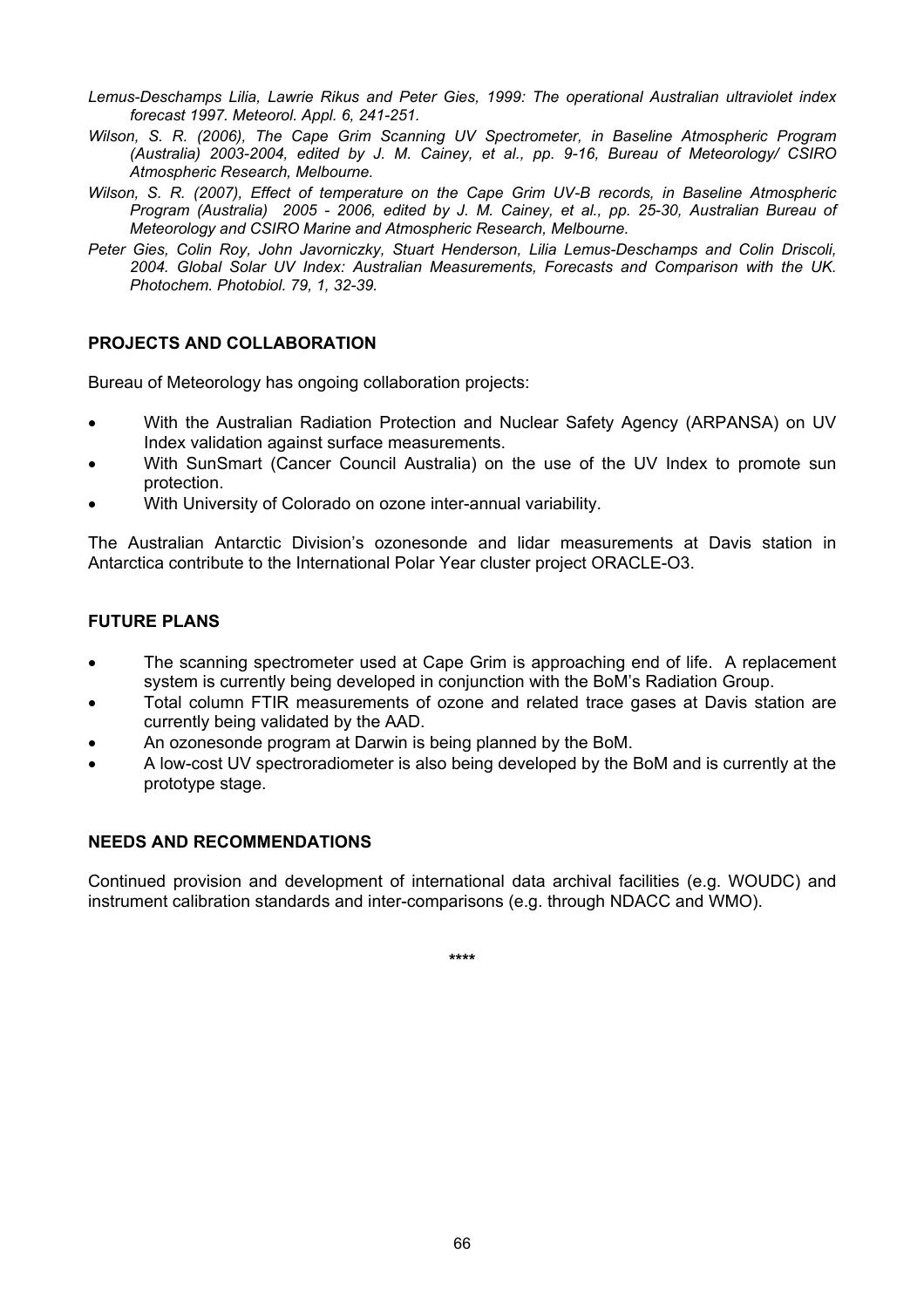*Lemus-Deschamps Lilia, Lawrie Rikus and Peter Gies, 1999: The operational Australian ultraviolet index forecast 1997. Meteorol. Appl. 6, 241-251.*

*Wilson, S. R. (2006), The Cape Grim Scanning UV Spectrometer, in Baseline Atmospheric Program (Australia) 2003-2004, edited by J. M. Cainey, et al., pp. 9-16, Bureau of Meteorology/ CSIRO Atmospheric Research, Melbourne.*

*Wilson, S. R. (2007), Effect of temperature on the Cape Grim UV-B records, in Baseline Atmospheric Program (Australia) 2005 - 2006, edited by J. M. Cainey, et al., pp. 25-30, Australian Bureau of Meteorology and CSIRO Marine and Atmospheric Research, Melbourne.*

*Peter Gies, Colin Roy, John Javorniczky, Stuart Henderson, Lilia Lemus-Deschamps and Colin Driscoli, 2004. Global Solar UV Index: Australian Measurements, Forecasts and Comparison with the UK. Photochem. Photobiol. 79, 1, 32-39.*

## PROJECTS AND COLLABORATION

Bureau of Meteorology has ongoing collaboration projects:

- With the Australian Radiation Protection and Nuclear Safety Agency (ARPANSA) on UV Index validation against surface measurements.
- With SunSmart (Cancer Council Australia) on the use of the UV Index to promote sun protection.
- With University of Colorado on ozone inter-annual variability.

The Australian Antarctic Division's ozonesonde and lidar measurements at Davis station in Antarctica contribute to the International Polar Year cluster project ORACLE-O3.

## FUTURE PLANS

- The scanning spectrometer used at Cape Grim is approaching end of life. A replacement system is currently being developed in conjunction with the BoM's Radiation Group.
- Total column FTIR measurements of ozone and related trace gases at Davis station are currently being validated by the AAD.
- An ozonesonde program at Darwin is being planned by the BoM.
- A low-cost UV spectroradiometer is also being developed by the BoM and is currently at the prototype stage.

## NEEDS AND RECOMMENDATIONS

Continued provision and development of international data archival facilities (e.g. WOUDC) and instrument calibration standards and inter-comparisons (e.g. through NDACC and WMO).

****